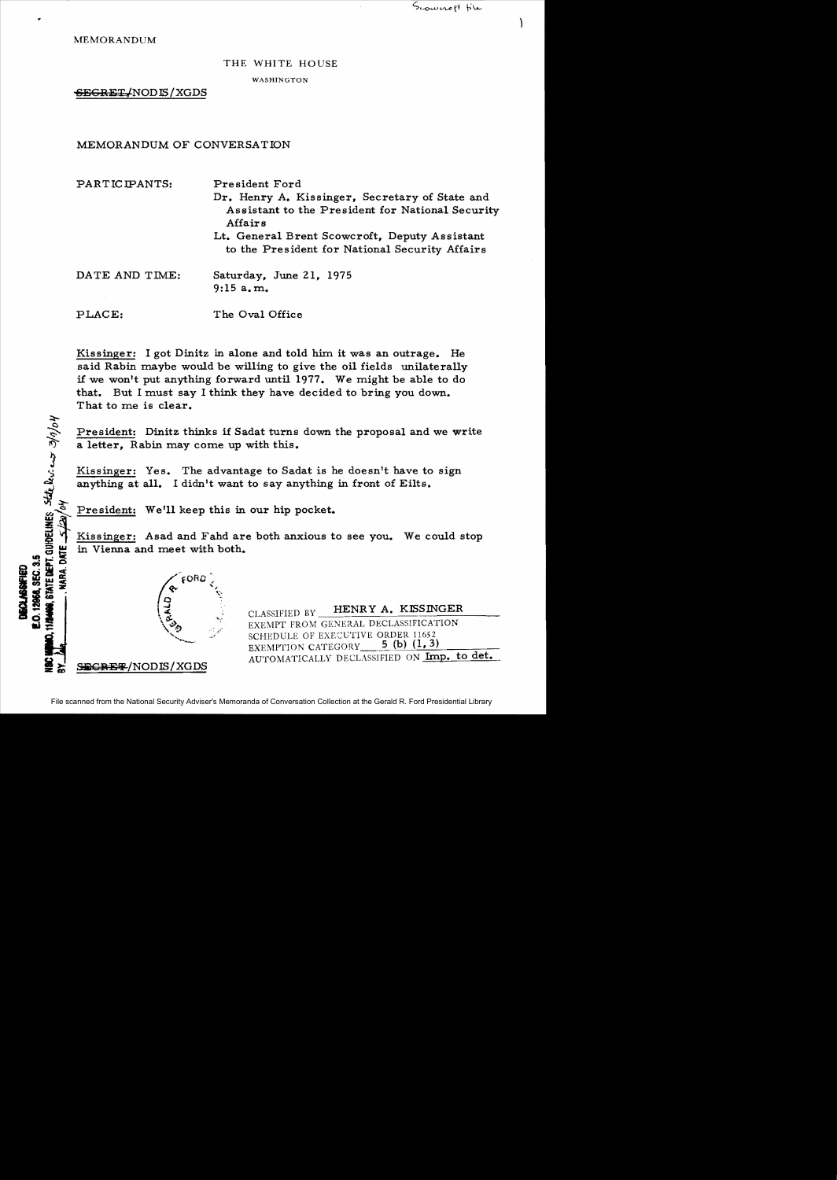Scowcroft file

MEMORANDUM

THE WHITE HOUSE

WASHINGTON

~~SECRET~~/NODIS/XGDS

MEMORANDUM OF CONVERSATION

PARTICIPANTS: President Ford
Dr. Henry A. Kissinger, Secretary of State and Assistant to the President for National Security Affairs
Lt. General Brent Scowcroft, Deputy Assistant to the President for National Security Affairs

DATE AND TIME: Saturday, June 21, 1975
9:15 a.m.

PLACE: The Oval Office

Kissinger: I got Dinitz in alone and told him it was an outrage. He said Rabin maybe would be willing to give the oil fields unilaterally if we won't put anything forward until 1977. We might be able to do that. But I must say I think they have decided to bring you down. That to me is clear.

President: Dinitz thinks if Sadat turns down the proposal and we write a letter, Rabin may come up with this.

Kissinger: Yes. The advantage to Sadat is he doesn't have to sign anything at all. I didn't want to say anything in front of Eilts.

President: We'll keep this in our hip pocket.

Kissinger: Asad and Fahd are both anxious to see you. We could stop in Vienna and meet with both.

DECLASSIFIED
E.O. 12958, SEC. 3.5
NSC MEMO, 11/24/98, STATE DEPT. GUIDELINES State Dept. rev. 3/9/04
BY ___ NARA, DATE 5/20/04

CLASSIFIED BY HENRY A. KISSINGER
EXEMPT FROM GENERAL DECLASSIFICATION
SCHEDULE OF EXECUTIVE ORDER 11652
EXEMPTION CATEGORY 5 (b) (1, 3)
AUTOMATICALLY DECLASSIFIED ON Imp. to det.

~~SECRET~~/NODIS/XGDS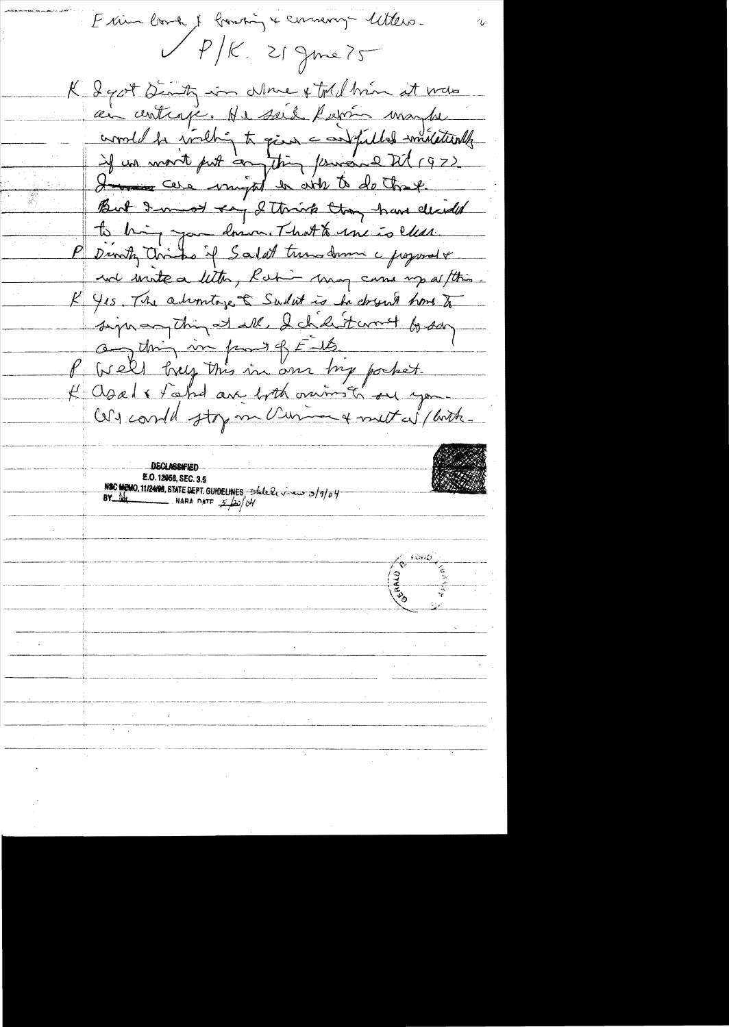Exam book of hunting & answering letters.

✓ P/K. 21 June 75

K I got Dinitz in alone & told him it was an outrage. He said Rabin maybe would be willing to give a unfulfilled unilaterally if we won't put anything forward till 1977. I ~~~~ case might be able to do that. But I must say I think they have decided to bring you down. That to me is clear.

P Dinitz thinks if Sadat turns down a proposal & we write a letter, Rabin may come up w/this.

K Yes. The advantage to Sadat is he doesn't have to sign anything at all. I didn't want to say anything in front of Ellsworth.

P Well keep this in our hip pocket.

K Asad & Fahd are both anxious to see you. We could stop in Vienna & meet w/both.

DECLASSIFIED
E.O. 12958, SEC. 3.5
NSC MEMO, 11/24/98, STATE DEPT. GUIDELINES State Review 3/9/04
BY ___ NARA DATE 5/20/04